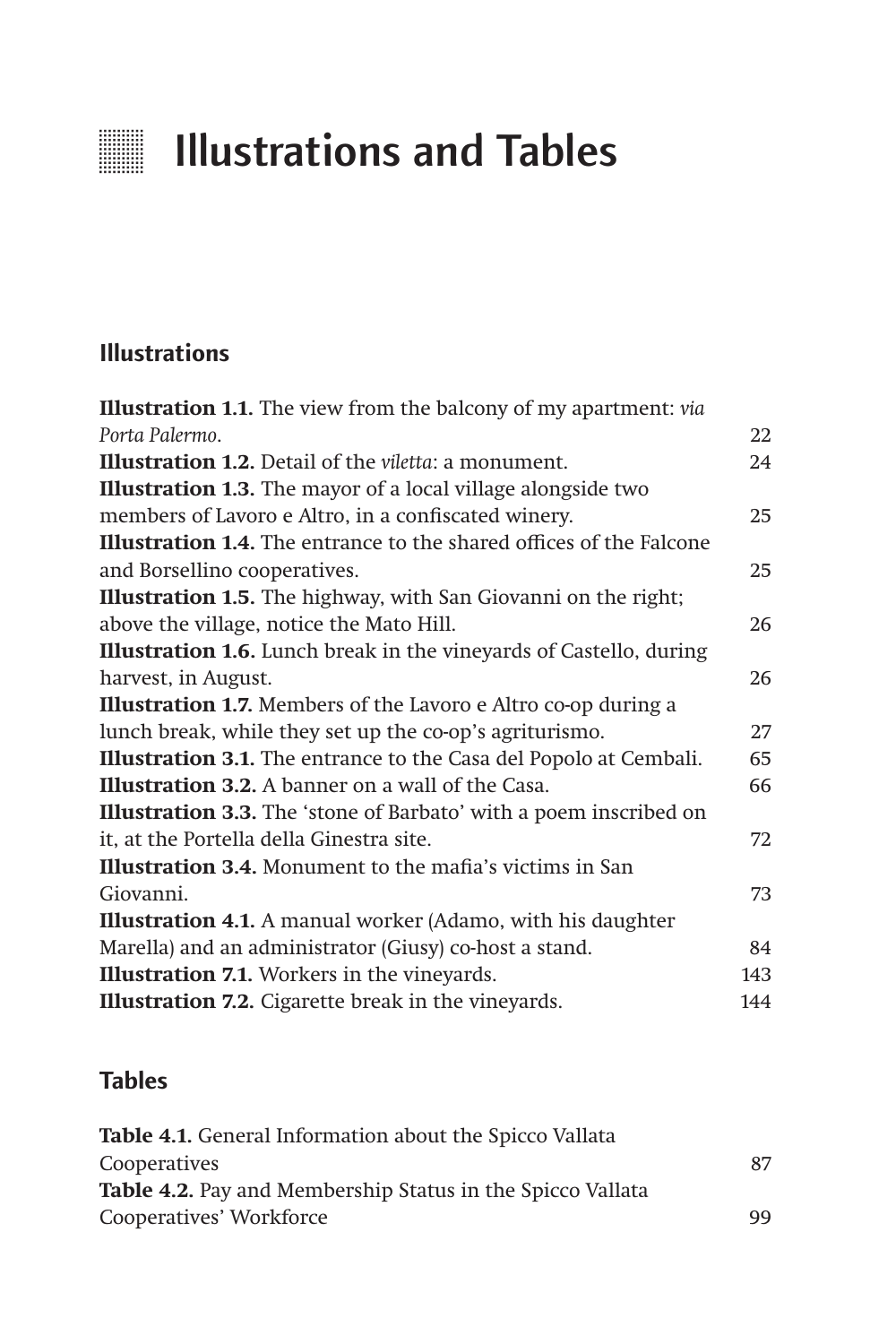# Illustrations and Tables

## Illustrations

**Illustration 1.1.** The view from the balcony of my apartment: *via Porta Palermo*. 22

**Illustration 1.2.** Detail of the *viletta*: a monument. 24

**Illustration 1.3.** The mayor of a local village alongside two members of Lavoro e Altro, in a confiscated winery. 25

**Illustration 1.4.** The entrance to the shared offices of the Falcone and Borsellino cooperatives. 25

**Illustration 1.5.** The highway, with San Giovanni on the right; above the village, notice the Mato Hill. 26

**Illustration 1.6.** Lunch break in the vineyards of Castello, during harvest, in August. 26

**Illustration 1.7.** Members of the Lavoro e Altro co-op during a lunch break, while they set up the co-op's agriturismo. 27

**Illustration 3.1.** The entrance to the Casa del Popolo at Cembali. 65

**Illustration 3.2.** A banner on a wall of the Casa. 66

**Illustration 3.3.** The 'stone of Barbato' with a poem inscribed on it, at the Portella della Ginestra site. 72

**Illustration 3.4.** Monument to the mafia's victims in San Giovanni. 73

**Illustration 4.1.** A manual worker (Adamo, with his daughter Marella) and an administrator (Giusy) co-host a stand. 84

**Illustration 7.1.** Workers in the vineyards. 143

**Illustration 7.2.** Cigarette break in the vineyards. 144

## Tables

**Table 4.1.** General Information about the Spicco Vallata Cooperatives 87

**Table 4.2.** Pay and Membership Status in the Spicco Vallata Cooperatives' Workforce 99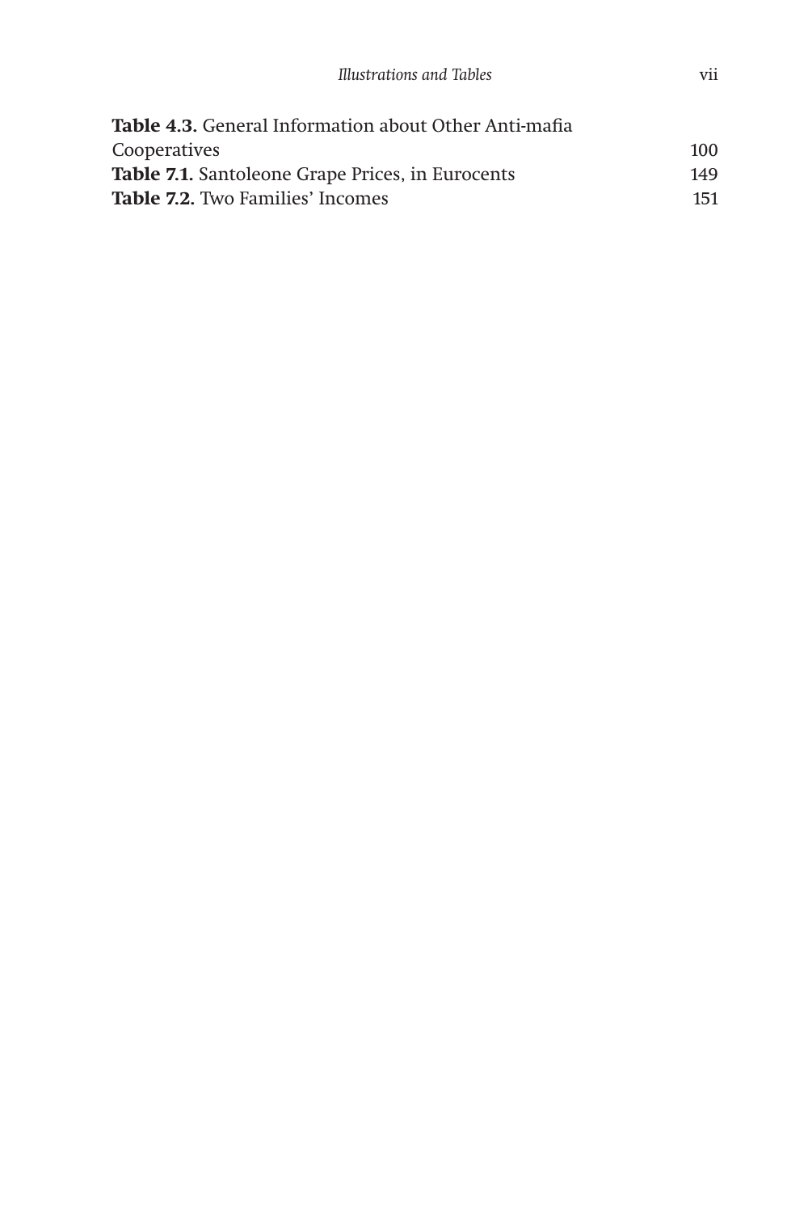**Table 4.3.** General Information about Other Anti-mafia Cooperatives 100

**Table 7.1.** Santoleone Grape Prices, in Eurocents 149

**Table 7.2.** Two Families' Incomes 151